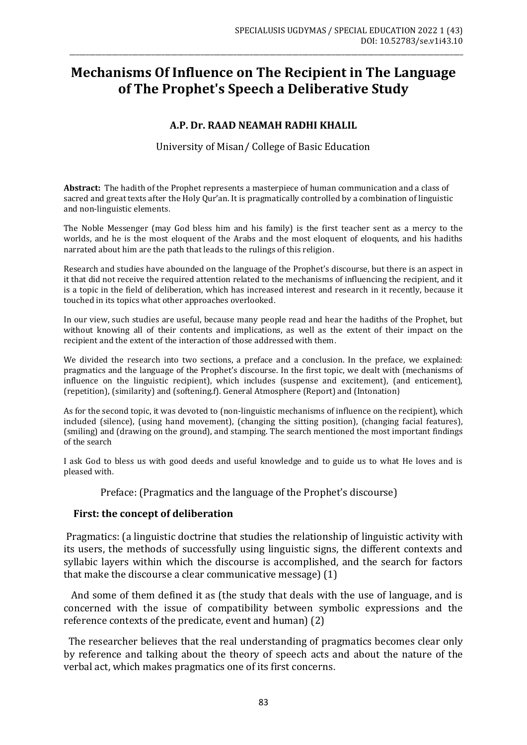# Mechanisms Of Influence on The Recipient in The Language of The Prophet's Speech a Deliberative Study

**A.P. Dr. RAAD NEAMAH RADHI KHALIL**

University of Misan/ College of Basic Education

**Abstract:** The hadith of the Prophet represents a masterpiece of human communication and a class of sacred and great texts after the Holy Qur'an. It is pragmatically controlled by a combination of linguistic and non-linguistic elements.

The Noble Messenger (may God bless him and his family) is the first teacher sent as a mercy to the worlds, and he is the most eloquent of the Arabs and the most eloquent of eloquents, and his hadiths narrated about him are the path that leads to the rulings of this religion.

Research and studies have abounded on the language of the Prophet's discourse, but there is an aspect in it that did not receive the required attention related to the mechanisms of influencing the recipient, and it is a topic in the field of deliberation, which has increased interest and research in it recently, because it touched in its topics what other approaches overlooked.

In our view, such studies are useful, because many people read and hear the hadiths of the Prophet, but without knowing all of their contents and implications, as well as the extent of their impact on the recipient and the extent of the interaction of those addressed with them.

We divided the research into two sections, a preface and a conclusion. In the preface, we explained: pragmatics and the language of the Prophet's discourse. In the first topic, we dealt with (mechanisms of influence on the linguistic recipient), which includes (suspense and excitement), (and enticement), (repetition), (similarity) and (softening.f). General Atmosphere (Report) and (Intonation)

As for the second topic, it was devoted to (non-linguistic mechanisms of influence on the recipient), which included (silence), (using hand movement), (changing the sitting position), (changing facial features), (smiling) and (drawing on the ground), and stamping. The search mentioned the most important findings of the search

I ask God to bless us with good deeds and useful knowledge and to guide us to what He loves and is pleased with.

Preface: (Pragmatics and the language of the Prophet's discourse)

## First: the concept of deliberation

Pragmatics: (a linguistic doctrine that studies the relationship of linguistic activity with its users, the methods of successfully using linguistic signs, the different contexts and syllabic layers within which the discourse is accomplished, and the search for factors that make the discourse a clear communicative message) (1)

And some of them defined it as (the study that deals with the use of language, and is concerned with the issue of compatibility between symbolic expressions and the reference contexts of the predicate, event and human) (2)

The researcher believes that the real understanding of pragmatics becomes clear only by reference and talking about the theory of speech acts and about the nature of the verbal act, which makes pragmatics one of its first concerns.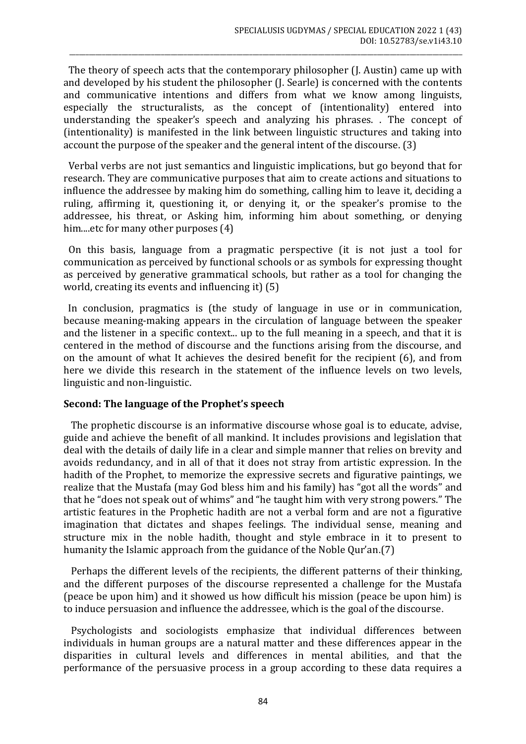The theory of speech acts that the contemporary philosopher (J. Austin) came up with and developed by his student the philosopher (J. Searle) is concerned with the contents and communicative intentions and differs from what we know among linguists, especially the structuralists, as the concept of (intentionality) entered into understanding the speaker's speech and analyzing his phrases. . The concept of (intentionality) is manifested in the link between linguistic structures and taking into account the purpose of the speaker and the general intent of the discourse. (3)

Verbal verbs are not just semantics and linguistic implications, but go beyond that for research. They are communicative purposes that aim to create actions and situations to influence the addressee by making him do something, calling him to leave it, deciding a ruling, affirming it, questioning it, or denying it, or the speaker's promise to the addressee, his threat, or Asking him, informing him about something, or denying him....etc for many other purposes (4)

On this basis, language from a pragmatic perspective (it is not just a tool for communication as perceived by functional schools or as symbols for expressing thought as perceived by generative grammatical schools, but rather as a tool for changing the world, creating its events and influencing it) (5)

In conclusion, pragmatics is (the study of language in use or in communication, because meaning-making appears in the circulation of language between the speaker and the listener in a specific context... up to the full meaning in a speech, and that it is centered in the method of discourse and the functions arising from the discourse, and on the amount of what It achieves the desired benefit for the recipient (6), and from here we divide this research in the statement of the influence levels on two levels, linguistic and non-linguistic.

## Second: The language of the Prophet's speech

The prophetic discourse is an informative discourse whose goal is to educate, advise, guide and achieve the benefit of all mankind. It includes provisions and legislation that deal with the details of daily life in a clear and simple manner that relies on brevity and avoids redundancy, and in all of that it does not stray from artistic expression. In the hadith of the Prophet, to memorize the expressive secrets and figurative paintings, we realize that the Mustafa (may God bless him and his family) has "got all the words" and that he "does not speak out of whims" and "he taught him with very strong powers." The artistic features in the Prophetic hadith are not a verbal form and are not a figurative imagination that dictates and shapes feelings. The individual sense, meaning and structure mix in the noble hadith, thought and style embrace in it to present to humanity the Islamic approach from the guidance of the Noble Qur'an.(7)

Perhaps the different levels of the recipients, the different patterns of their thinking, and the different purposes of the discourse represented a challenge for the Mustafa (peace be upon him) and it showed us how difficult his mission (peace be upon him) is to induce persuasion and influence the addressee, which is the goal of the discourse.

Psychologists and sociologists emphasize that individual differences between individuals in human groups are a natural matter and these differences appear in the disparities in cultural levels and differences in mental abilities, and that the performance of the persuasive process in a group according to these data requires a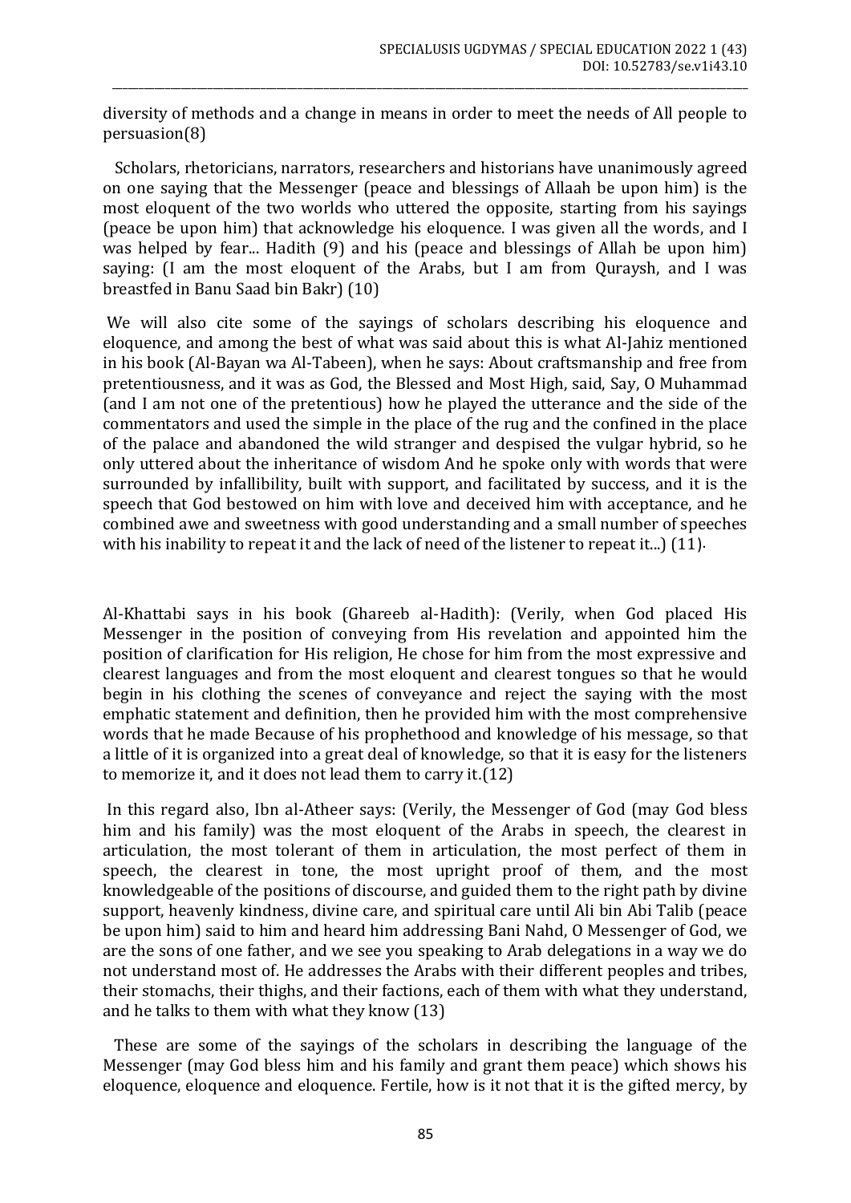diversity of methods and a change in means in order to meet the needs of All people to persuasion(8)

Scholars, rhetoricians, narrators, researchers and historians have unanimously agreed on one saying that the Messenger (peace and blessings of Allaah be upon him) is the most eloquent of the two worlds who uttered the opposite, starting from his sayings (peace be upon him) that acknowledge his eloquence. I was given all the words, and I was helped by fear... Hadith (9) and his (peace and blessings of Allah be upon him) saying: (I am the most eloquent of the Arabs, but I am from Quraysh, and I was breastfed in Banu Saad bin Bakr) (10)

We will also cite some of the sayings of scholars describing his eloquence and eloquence, and among the best of what was said about this is what Al-Jahiz mentioned in his book (Al-Bayan wa Al-Tabeen), when he says: About craftsmanship and free from pretentiousness, and it was as God, the Blessed and Most High, said, Say, O Muhammad (and I am not one of the pretentious) how he played the utterance and the side of the commentators and used the simple in the place of the rug and the confined in the place of the palace and abandoned the wild stranger and despised the vulgar hybrid, so he only uttered about the inheritance of wisdom And he spoke only with words that were surrounded by infallibility, built with support, and facilitated by success, and it is the speech that God bestowed on him with love and deceived him with acceptance, and he combined awe and sweetness with good understanding and a small number of speeches with his inability to repeat it and the lack of need of the listener to repeat it...) (11).

Al-Khattabi says in his book (Ghareeb al-Hadith): (Verily, when God placed His Messenger in the position of conveying from His revelation and appointed him the position of clarification for His religion, He chose for him from the most expressive and clearest languages and from the most eloquent and clearest tongues so that he would begin in his clothing the scenes of conveyance and reject the saying with the most emphatic statement and definition, then he provided him with the most comprehensive words that he made Because of his prophethood and knowledge of his message, so that a little of it is organized into a great deal of knowledge, so that it is easy for the listeners to memorize it, and it does not lead them to carry it.(12)

In this regard also, Ibn al-Atheer says: (Verily, the Messenger of God (may God bless him and his family) was the most eloquent of the Arabs in speech, the clearest in articulation, the most tolerant of them in articulation, the most perfect of them in speech, the clearest in tone, the most upright proof of them, and the most knowledgeable of the positions of discourse, and guided them to the right path by divine support, heavenly kindness, divine care, and spiritual care until Ali bin Abi Talib (peace be upon him) said to him and heard him addressing Bani Nahd, O Messenger of God, we are the sons of one father, and we see you speaking to Arab delegations in a way we do not understand most of. He addresses the Arabs with their different peoples and tribes, their stomachs, their thighs, and their factions, each of them with what they understand, and he talks to them with what they know (13)

These are some of the sayings of the scholars in describing the language of the Messenger (may God bless him and his family and grant them peace) which shows his eloquence, eloquence and eloquence. Fertile, how is it not that it is the gifted mercy, by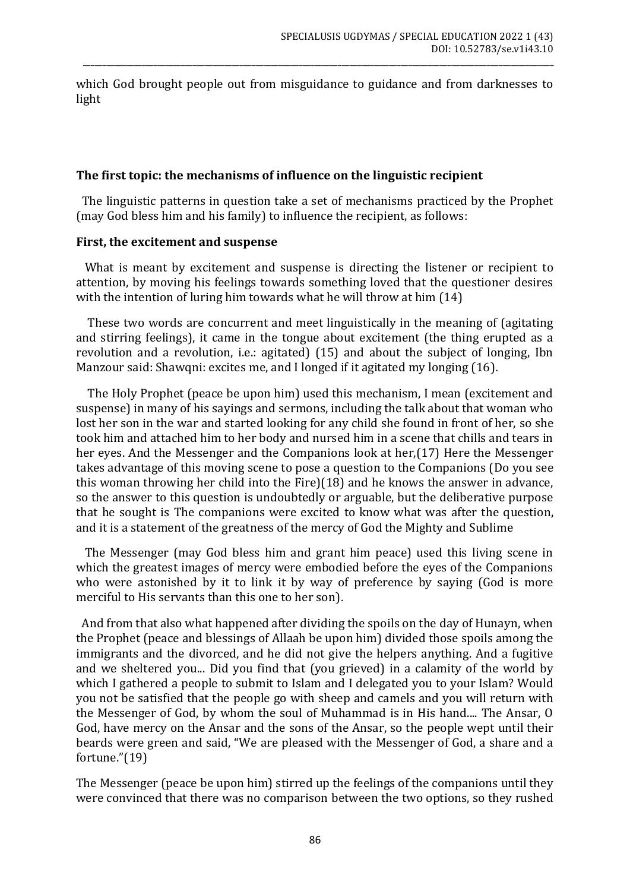which God brought people out from misguidance to guidance and from darknesses to light

## The first topic: the mechanisms of influence on the linguistic recipient

The linguistic patterns in question take a set of mechanisms practiced by the Prophet (may God bless him and his family) to influence the recipient, as follows:

### First, the excitement and suspense

What is meant by excitement and suspense is directing the listener or recipient to attention, by moving his feelings towards something loved that the questioner desires with the intention of luring him towards what he will throw at him (14)

These two words are concurrent and meet linguistically in the meaning of (agitating and stirring feelings), it came in the tongue about excitement (the thing erupted as a revolution and a revolution, i.e.: agitated) (15) and about the subject of longing, Ibn Manzour said: Shawqni: excites me, and I longed if it agitated my longing (16).

The Holy Prophet (peace be upon him) used this mechanism, I mean (excitement and suspense) in many of his sayings and sermons, including the talk about that woman who lost her son in the war and started looking for any child she found in front of her, so she took him and attached him to her body and nursed him in a scene that chills and tears in her eyes. And the Messenger and the Companions look at her,(17) Here the Messenger takes advantage of this moving scene to pose a question to the Companions (Do you see this woman throwing her child into the Fire)(18) and he knows the answer in advance, so the answer to this question is undoubtedly or arguable, but the deliberative purpose that he sought is The companions were excited to know what was after the question, and it is a statement of the greatness of the mercy of God the Mighty and Sublime

The Messenger (may God bless him and grant him peace) used this living scene in which the greatest images of mercy were embodied before the eyes of the Companions who were astonished by it to link it by way of preference by saying (God is more merciful to His servants than this one to her son).

And from that also what happened after dividing the spoils on the day of Hunayn, when the Prophet (peace and blessings of Allaah be upon him) divided those spoils among the immigrants and the divorced, and he did not give the helpers anything. And a fugitive and we sheltered you... Did you find that (you grieved) in a calamity of the world by which I gathered a people to submit to Islam and I delegated you to your Islam? Would you not be satisfied that the people go with sheep and camels and you will return with the Messenger of God, by whom the soul of Muhammad is in His hand.... The Ansar, O God, have mercy on the Ansar and the sons of the Ansar, so the people wept until their beards were green and said, "We are pleased with the Messenger of God, a share and a fortune."(19)

The Messenger (peace be upon him) stirred up the feelings of the companions until they were convinced that there was no comparison between the two options, so they rushed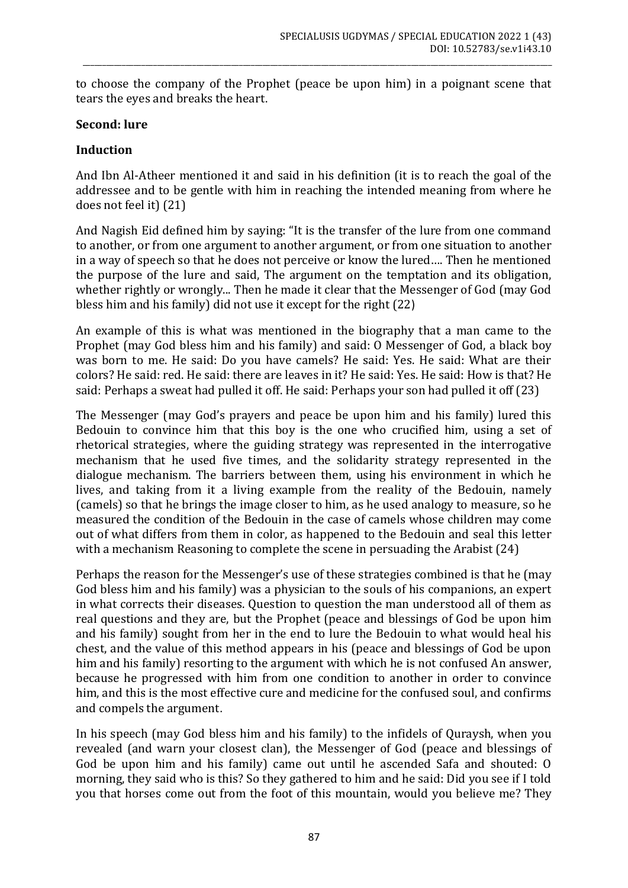to choose the company of the Prophet (peace be upon him) in a poignant scene that tears the eyes and breaks the heart.

**Second: lure**

**Induction**

And Ibn Al-Atheer mentioned it and said in his definition (it is to reach the goal of the addressee and to be gentle with him in reaching the intended meaning from where he does not feel it) (21)

And Nagish Eid defined him by saying: "It is the transfer of the lure from one command to another, or from one argument to another argument, or from one situation to another in a way of speech so that he does not perceive or know the lured…. Then he mentioned the purpose of the lure and said, The argument on the temptation and its obligation, whether rightly or wrongly... Then he made it clear that the Messenger of God (may God bless him and his family) did not use it except for the right (22)

An example of this is what was mentioned in the biography that a man came to the Prophet (may God bless him and his family) and said: O Messenger of God, a black boy was born to me. He said: Do you have camels? He said: Yes. He said: What are their colors? He said: red. He said: there are leaves in it? He said: Yes. He said: How is that? He said: Perhaps a sweat had pulled it off. He said: Perhaps your son had pulled it off (23)

The Messenger (may God's prayers and peace be upon him and his family) lured this Bedouin to convince him that this boy is the one who crucified him, using a set of rhetorical strategies, where the guiding strategy was represented in the interrogative mechanism that he used five times, and the solidarity strategy represented in the dialogue mechanism. The barriers between them, using his environment in which he lives, and taking from it a living example from the reality of the Bedouin, namely (camels) so that he brings the image closer to him, as he used analogy to measure, so he measured the condition of the Bedouin in the case of camels whose children may come out of what differs from them in color, as happened to the Bedouin and seal this letter with a mechanism Reasoning to complete the scene in persuading the Arabist (24)

Perhaps the reason for the Messenger's use of these strategies combined is that he (may God bless him and his family) was a physician to the souls of his companions, an expert in what corrects their diseases. Question to question the man understood all of them as real questions and they are, but the Prophet (peace and blessings of God be upon him and his family) sought from her in the end to lure the Bedouin to what would heal his chest, and the value of this method appears in his (peace and blessings of God be upon him and his family) resorting to the argument with which he is not confused An answer, because he progressed with him from one condition to another in order to convince him, and this is the most effective cure and medicine for the confused soul, and confirms and compels the argument.

In his speech (may God bless him and his family) to the infidels of Quraysh, when you revealed (and warn your closest clan), the Messenger of God (peace and blessings of God be upon him and his family) came out until he ascended Safa and shouted: O morning, they said who is this? So they gathered to him and he said: Did you see if I told you that horses come out from the foot of this mountain, would you believe me? They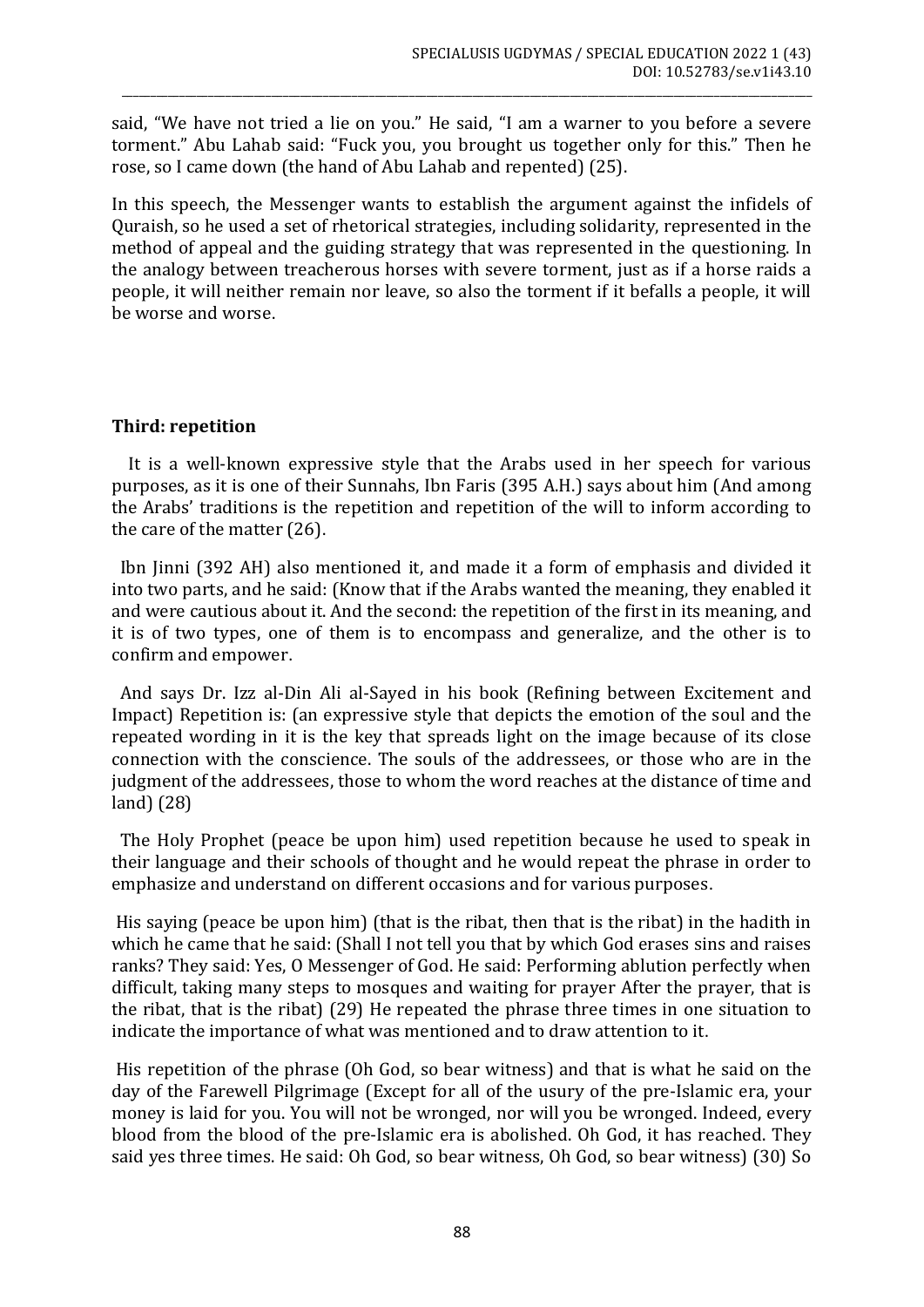said, "We have not tried a lie on you." He said, "I am a warner to you before a severe torment." Abu Lahab said: "Fuck you, you brought us together only for this." Then he rose, so I came down (the hand of Abu Lahab and repented) (25).

In this speech, the Messenger wants to establish the argument against the infidels of Quraish, so he used a set of rhetorical strategies, including solidarity, represented in the method of appeal and the guiding strategy that was represented in the questioning. In the analogy between treacherous horses with severe torment, just as if a horse raids a people, it will neither remain nor leave, so also the torment if it befalls a people, it will be worse and worse.

**Third: repetition**

It is a well-known expressive style that the Arabs used in her speech for various purposes, as it is one of their Sunnahs, Ibn Faris (395 A.H.) says about him (And among the Arabs' traditions is the repetition and repetition of the will to inform according to the care of the matter (26).

Ibn Jinni (392 AH) also mentioned it, and made it a form of emphasis and divided it into two parts, and he said: (Know that if the Arabs wanted the meaning, they enabled it and were cautious about it. And the second: the repetition of the first in its meaning, and it is of two types, one of them is to encompass and generalize, and the other is to confirm and empower.

And says Dr. Izz al-Din Ali al-Sayed in his book (Refining between Excitement and Impact) Repetition is: (an expressive style that depicts the emotion of the soul and the repeated wording in it is the key that spreads light on the image because of its close connection with the conscience. The souls of the addressees, or those who are in the judgment of the addressees, those to whom the word reaches at the distance of time and land) (28)

The Holy Prophet (peace be upon him) used repetition because he used to speak in their language and their schools of thought and he would repeat the phrase in order to emphasize and understand on different occasions and for various purposes.

His saying (peace be upon him) (that is the ribat, then that is the ribat) in the hadith in which he came that he said: (Shall I not tell you that by which God erases sins and raises ranks? They said: Yes, O Messenger of God. He said: Performing ablution perfectly when difficult, taking many steps to mosques and waiting for prayer After the prayer, that is the ribat, that is the ribat) (29) He repeated the phrase three times in one situation to indicate the importance of what was mentioned and to draw attention to it.

His repetition of the phrase (Oh God, so bear witness) and that is what he said on the day of the Farewell Pilgrimage (Except for all of the usury of the pre-Islamic era, your money is laid for you. You will not be wronged, nor will you be wronged. Indeed, every blood from the blood of the pre-Islamic era is abolished. Oh God, it has reached. They said yes three times. He said: Oh God, so bear witness, Oh God, so bear witness) (30) So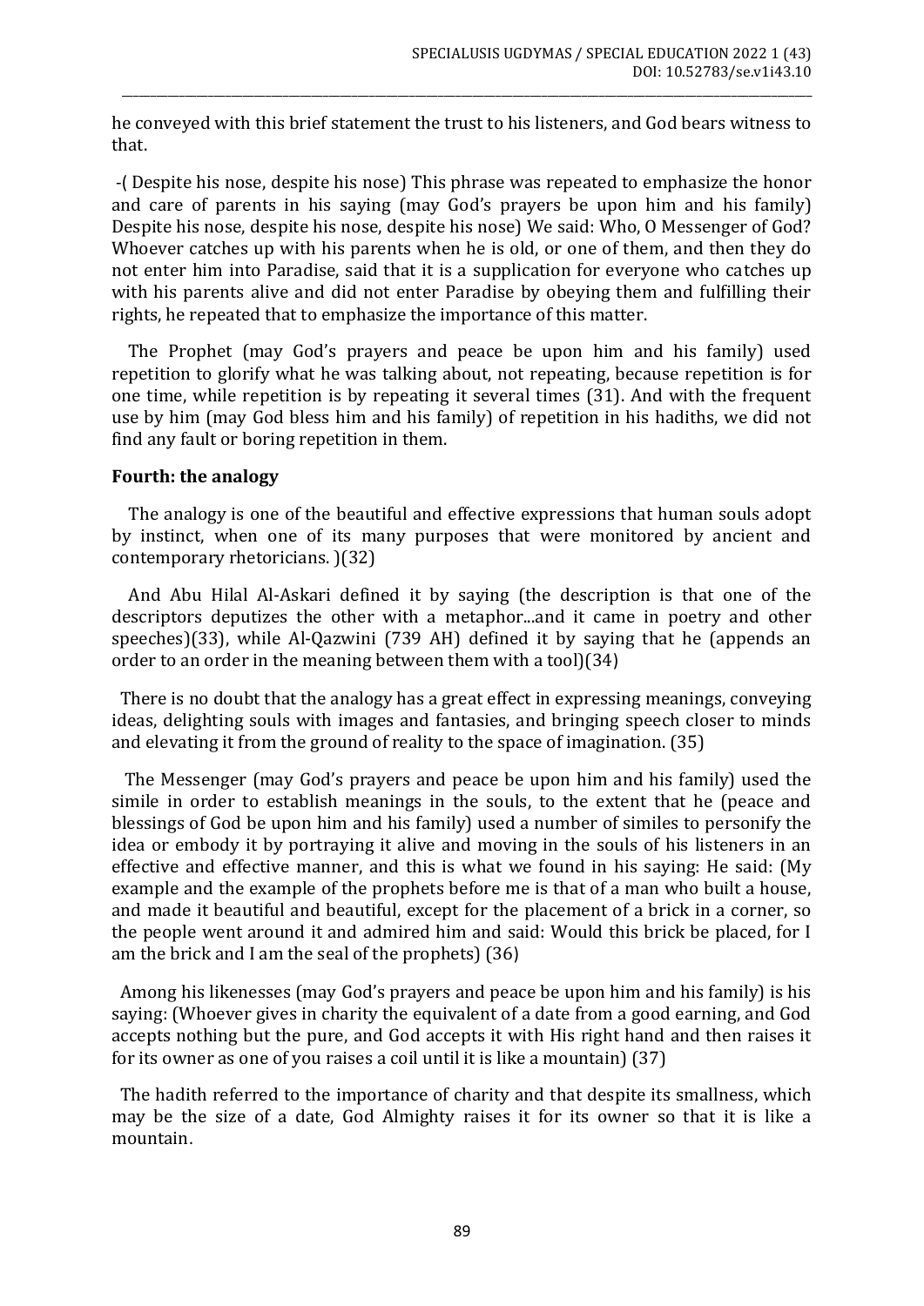he conveyed with this brief statement the trust to his listeners, and God bears witness to that.

-( Despite his nose, despite his nose) This phrase was repeated to emphasize the honor and care of parents in his saying (may God's prayers be upon him and his family) Despite his nose, despite his nose, despite his nose) We said: Who, O Messenger of God? Whoever catches up with his parents when he is old, or one of them, and then they do not enter him into Paradise, said that it is a supplication for everyone who catches up with his parents alive and did not enter Paradise by obeying them and fulfilling their rights, he repeated that to emphasize the importance of this matter.

The Prophet (may God's prayers and peace be upon him and his family) used repetition to glorify what he was talking about, not repeating, because repetition is for one time, while repetition is by repeating it several times (31). And with the frequent use by him (may God bless him and his family) of repetition in his hadiths, we did not find any fault or boring repetition in them.

**Fourth: the analogy**

The analogy is one of the beautiful and effective expressions that human souls adopt by instinct, when one of its many purposes that were monitored by ancient and contemporary rhetoricians. )(32)

And Abu Hilal Al-Askari defined it by saying (the description is that one of the descriptors deputizes the other with a metaphor...and it came in poetry and other speeches)(33), while Al-Qazwini (739 AH) defined it by saying that he (appends an order to an order in the meaning between them with a tool)(34)

There is no doubt that the analogy has a great effect in expressing meanings, conveying ideas, delighting souls with images and fantasies, and bringing speech closer to minds and elevating it from the ground of reality to the space of imagination. (35)

The Messenger (may God's prayers and peace be upon him and his family) used the simile in order to establish meanings in the souls, to the extent that he (peace and blessings of God be upon him and his family) used a number of similes to personify the idea or embody it by portraying it alive and moving in the souls of his listeners in an effective and effective manner, and this is what we found in his saying: He said: (My example and the example of the prophets before me is that of a man who built a house, and made it beautiful and beautiful, except for the placement of a brick in a corner, so the people went around it and admired him and said: Would this brick be placed, for I am the brick and I am the seal of the prophets) (36)

Among his likenesses (may God's prayers and peace be upon him and his family) is his saying: (Whoever gives in charity the equivalent of a date from a good earning, and God accepts nothing but the pure, and God accepts it with His right hand and then raises it for its owner as one of you raises a coil until it is like a mountain) (37)

The hadith referred to the importance of charity and that despite its smallness, which may be the size of a date, God Almighty raises it for its owner so that it is like a mountain.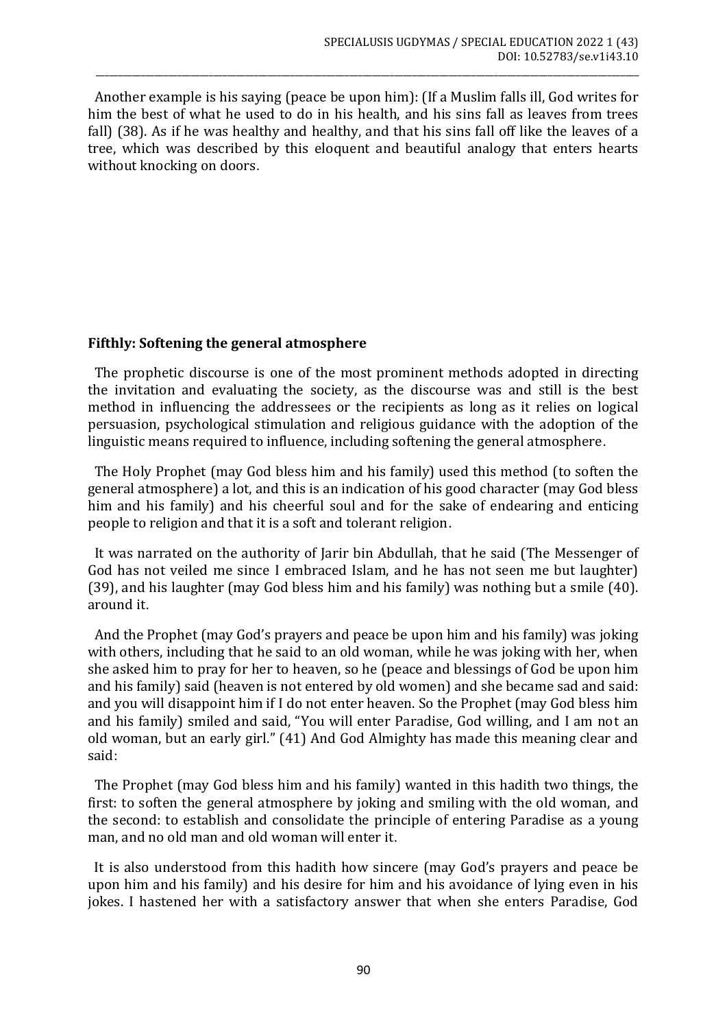Another example is his saying (peace be upon him): (If a Muslim falls ill, God writes for him the best of what he used to do in his health, and his sins fall as leaves from trees fall) (38). As if he was healthy and healthy, and that his sins fall off like the leaves of a tree, which was described by this eloquent and beautiful analogy that enters hearts without knocking on doors.

**Fifthly: Softening the general atmosphere**

The prophetic discourse is one of the most prominent methods adopted in directing the invitation and evaluating the society, as the discourse was and still is the best method in influencing the addressees or the recipients as long as it relies on logical persuasion, psychological stimulation and religious guidance with the adoption of the linguistic means required to influence, including softening the general atmosphere.

The Holy Prophet (may God bless him and his family) used this method (to soften the general atmosphere) a lot, and this is an indication of his good character (may God bless him and his family) and his cheerful soul and for the sake of endearing and enticing people to religion and that it is a soft and tolerant religion.

It was narrated on the authority of Jarir bin Abdullah, that he said (The Messenger of God has not veiled me since I embraced Islam, and he has not seen me but laughter) (39), and his laughter (may God bless him and his family) was nothing but a smile (40). around it.

And the Prophet (may God's prayers and peace be upon him and his family) was joking with others, including that he said to an old woman, while he was joking with her, when she asked him to pray for her to heaven, so he (peace and blessings of God be upon him and his family) said (heaven is not entered by old women) and she became sad and said: and you will disappoint him if I do not enter heaven. So the Prophet (may God bless him and his family) smiled and said, "You will enter Paradise, God willing, and I am not an old woman, but an early girl." (41) And God Almighty has made this meaning clear and said:

The Prophet (may God bless him and his family) wanted in this hadith two things, the first: to soften the general atmosphere by joking and smiling with the old woman, and the second: to establish and consolidate the principle of entering Paradise as a young man, and no old man and old woman will enter it.

It is also understood from this hadith how sincere (may God's prayers and peace be upon him and his family) and his desire for him and his avoidance of lying even in his jokes. I hastened her with a satisfactory answer that when she enters Paradise, God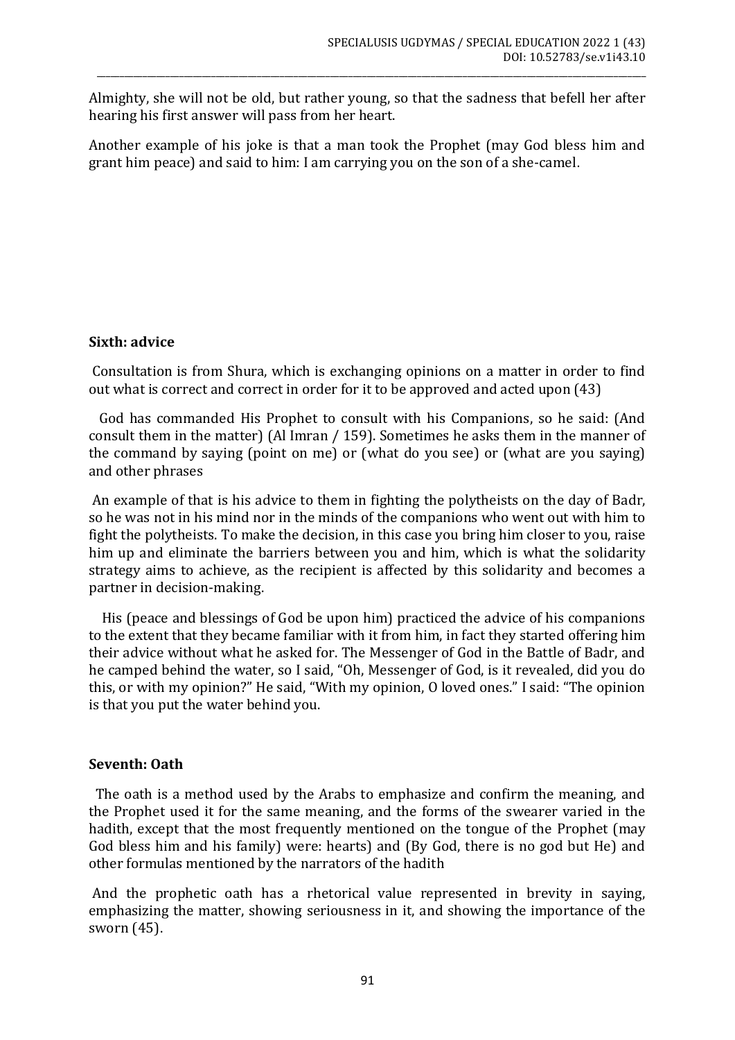Almighty, she will not be old, but rather young, so that the sadness that befell her after hearing his first answer will pass from her heart.

Another example of his joke is that a man took the Prophet (may God bless him and grant him peace) and said to him: I am carrying you on the son of a she-camel.

**Sixth: advice**

Consultation is from Shura, which is exchanging opinions on a matter in order to find out what is correct and correct in order for it to be approved and acted upon (43)

God has commanded His Prophet to consult with his Companions, so he said: (And consult them in the matter) (Al Imran / 159). Sometimes he asks them in the manner of the command by saying (point on me) or (what do you see) or (what are you saying) and other phrases

An example of that is his advice to them in fighting the polytheists on the day of Badr, so he was not in his mind nor in the minds of the companions who went out with him to fight the polytheists. To make the decision, in this case you bring him closer to you, raise him up and eliminate the barriers between you and him, which is what the solidarity strategy aims to achieve, as the recipient is affected by this solidarity and becomes a partner in decision-making.

His (peace and blessings of God be upon him) practiced the advice of his companions to the extent that they became familiar with it from him, in fact they started offering him their advice without what he asked for. The Messenger of God in the Battle of Badr, and he camped behind the water, so I said, "Oh, Messenger of God, is it revealed, did you do this, or with my opinion?" He said, "With my opinion, O loved ones." I said: "The opinion is that you put the water behind you.

**Seventh: Oath**

The oath is a method used by the Arabs to emphasize and confirm the meaning, and the Prophet used it for the same meaning, and the forms of the swearer varied in the hadith, except that the most frequently mentioned on the tongue of the Prophet (may God bless him and his family) were: hearts) and (By God, there is no god but He) and other formulas mentioned by the narrators of the hadith

And the prophetic oath has a rhetorical value represented in brevity in saying, emphasizing the matter, showing seriousness in it, and showing the importance of the sworn (45).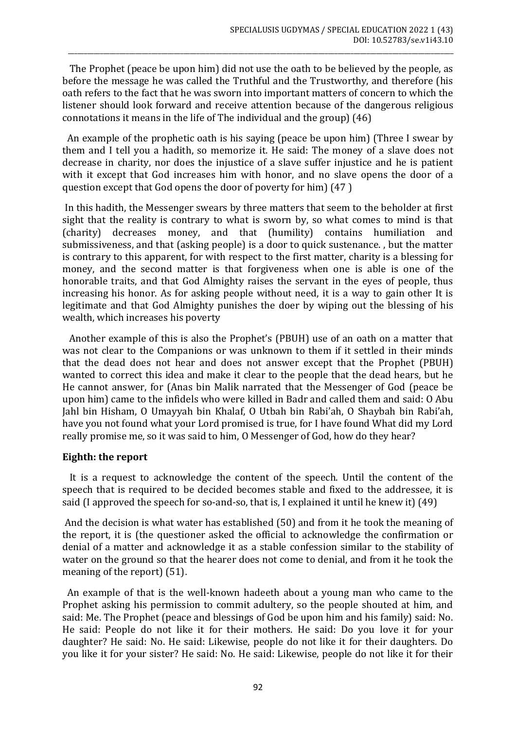The Prophet (peace be upon him) did not use the oath to be believed by the people, as before the message he was called the Truthful and the Trustworthy, and therefore (his oath refers to the fact that he was sworn into important matters of concern to which the listener should look forward and receive attention because of the dangerous religious connotations it means in the life of The individual and the group) (46)

An example of the prophetic oath is his saying (peace be upon him) (Three I swear by them and I tell you a hadith, so memorize it. He said: The money of a slave does not decrease in charity, nor does the injustice of a slave suffer injustice and he is patient with it except that God increases him with honor, and no slave opens the door of a question except that God opens the door of poverty for him) (47 )

In this hadith, the Messenger swears by three matters that seem to the beholder at first sight that the reality is contrary to what is sworn by, so what comes to mind is that (charity) decreases money, and that (humility) contains humiliation and submissiveness, and that (asking people) is a door to quick sustenance. , but the matter is contrary to this apparent, for with respect to the first matter, charity is a blessing for money, and the second matter is that forgiveness when one is able is one of the honorable traits, and that God Almighty raises the servant in the eyes of people, thus increasing his honor. As for asking people without need, it is a way to gain other It is legitimate and that God Almighty punishes the doer by wiping out the blessing of his wealth, which increases his poverty

Another example of this is also the Prophet's (PBUH) use of an oath on a matter that was not clear to the Companions or was unknown to them if it settled in their minds that the dead does not hear and does not answer except that the Prophet (PBUH) wanted to correct this idea and make it clear to the people that the dead hears, but he He cannot answer, for (Anas bin Malik narrated that the Messenger of God (peace be upon him) came to the infidels who were killed in Badr and called them and said: O Abu Jahl bin Hisham, O Umayyah bin Khalaf, O Utbah bin Rabi'ah, O Shaybah bin Rabi'ah, have you not found what your Lord promised is true, for I have found What did my Lord really promise me, so it was said to him, O Messenger of God, how do they hear?

**Eighth: the report**

It is a request to acknowledge the content of the speech. Until the content of the speech that is required to be decided becomes stable and fixed to the addressee, it is said (I approved the speech for so-and-so, that is, I explained it until he knew it) (49)

And the decision is what water has established (50) and from it he took the meaning of the report, it is (the questioner asked the official to acknowledge the confirmation or denial of a matter and acknowledge it as a stable confession similar to the stability of water on the ground so that the hearer does not come to denial, and from it he took the meaning of the report) (51).

An example of that is the well-known hadeeth about a young man who came to the Prophet asking his permission to commit adultery, so the people shouted at him, and said: Me. The Prophet (peace and blessings of God be upon him and his family) said: No. He said: People do not like it for their mothers. He said: Do you love it for your daughter? He said: No. He said: Likewise, people do not like it for their daughters. Do you like it for your sister? He said: No. He said: Likewise, people do not like it for their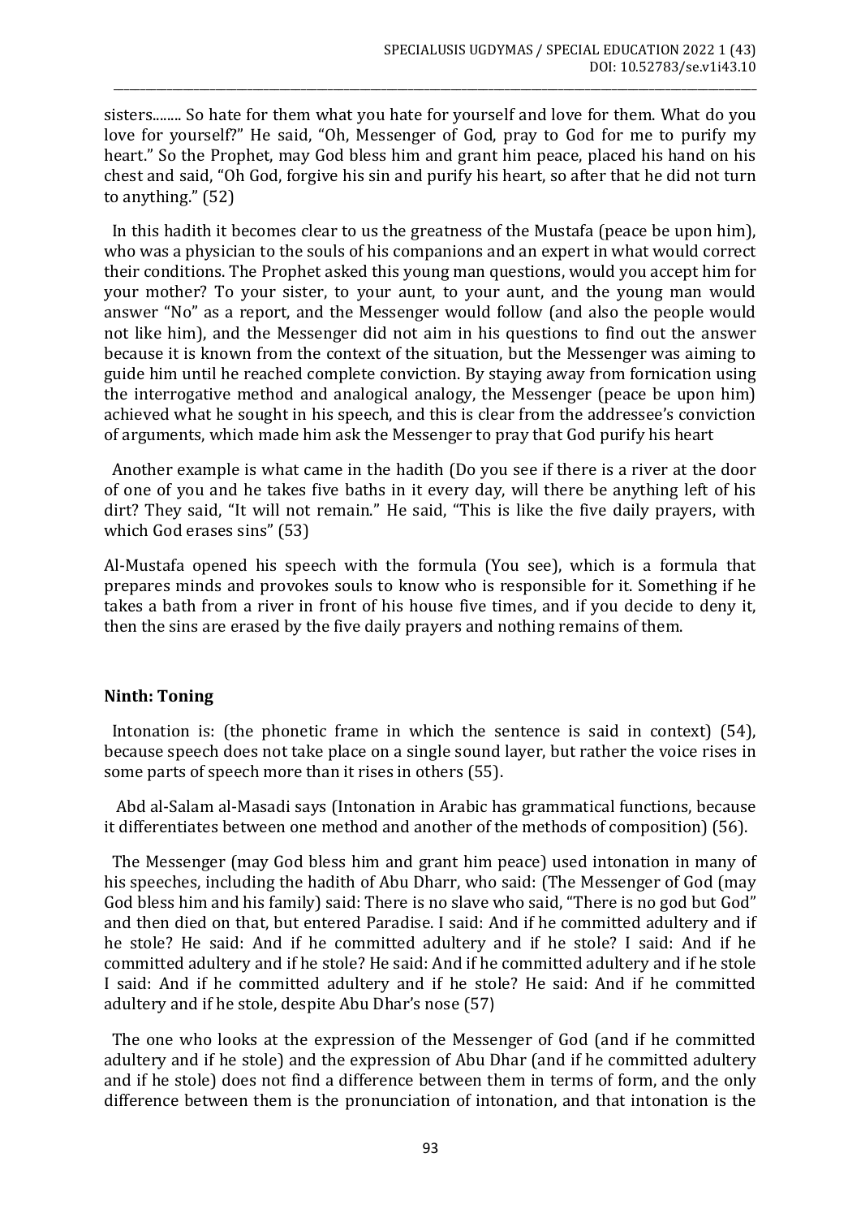sisters........ So hate for them what you hate for yourself and love for them. What do you love for yourself?" He said, "Oh, Messenger of God, pray to God for me to purify my heart." So the Prophet, may God bless him and grant him peace, placed his hand on his chest and said, "Oh God, forgive his sin and purify his heart, so after that he did not turn to anything." (52)

In this hadith it becomes clear to us the greatness of the Mustafa (peace be upon him), who was a physician to the souls of his companions and an expert in what would correct their conditions. The Prophet asked this young man questions, would you accept him for your mother? To your sister, to your aunt, to your aunt, and the young man would answer "No" as a report, and the Messenger would follow (and also the people would not like him), and the Messenger did not aim in his questions to find out the answer because it is known from the context of the situation, but the Messenger was aiming to guide him until he reached complete conviction. By staying away from fornication using the interrogative method and analogical analogy, the Messenger (peace be upon him) achieved what he sought in his speech, and this is clear from the addressee's conviction of arguments, which made him ask the Messenger to pray that God purify his heart

Another example is what came in the hadith (Do you see if there is a river at the door of one of you and he takes five baths in it every day, will there be anything left of his dirt? They said, "It will not remain." He said, "This is like the five daily prayers, with which God erases sins" (53)

Al-Mustafa opened his speech with the formula (You see), which is a formula that prepares minds and provokes souls to know who is responsible for it. Something if he takes a bath from a river in front of his house five times, and if you decide to deny it, then the sins are erased by the five daily prayers and nothing remains of them.

**Ninth: Toning**

Intonation is: (the phonetic frame in which the sentence is said in context) (54), because speech does not take place on a single sound layer, but rather the voice rises in some parts of speech more than it rises in others (55).

Abd al-Salam al-Masadi says (Intonation in Arabic has grammatical functions, because it differentiates between one method and another of the methods of composition) (56).

The Messenger (may God bless him and grant him peace) used intonation in many of his speeches, including the hadith of Abu Dharr, who said: (The Messenger of God (may God bless him and his family) said: There is no slave who said, "There is no god but God" and then died on that, but entered Paradise. I said: And if he committed adultery and if he stole? He said: And if he committed adultery and if he stole? I said: And if he committed adultery and if he stole? He said: And if he committed adultery and if he stole I said: And if he committed adultery and if he stole? He said: And if he committed adultery and if he stole, despite Abu Dhar's nose (57)

The one who looks at the expression of the Messenger of God (and if he committed adultery and if he stole) and the expression of Abu Dhar (and if he committed adultery and if he stole) does not find a difference between them in terms of form, and the only difference between them is the pronunciation of intonation, and that intonation is the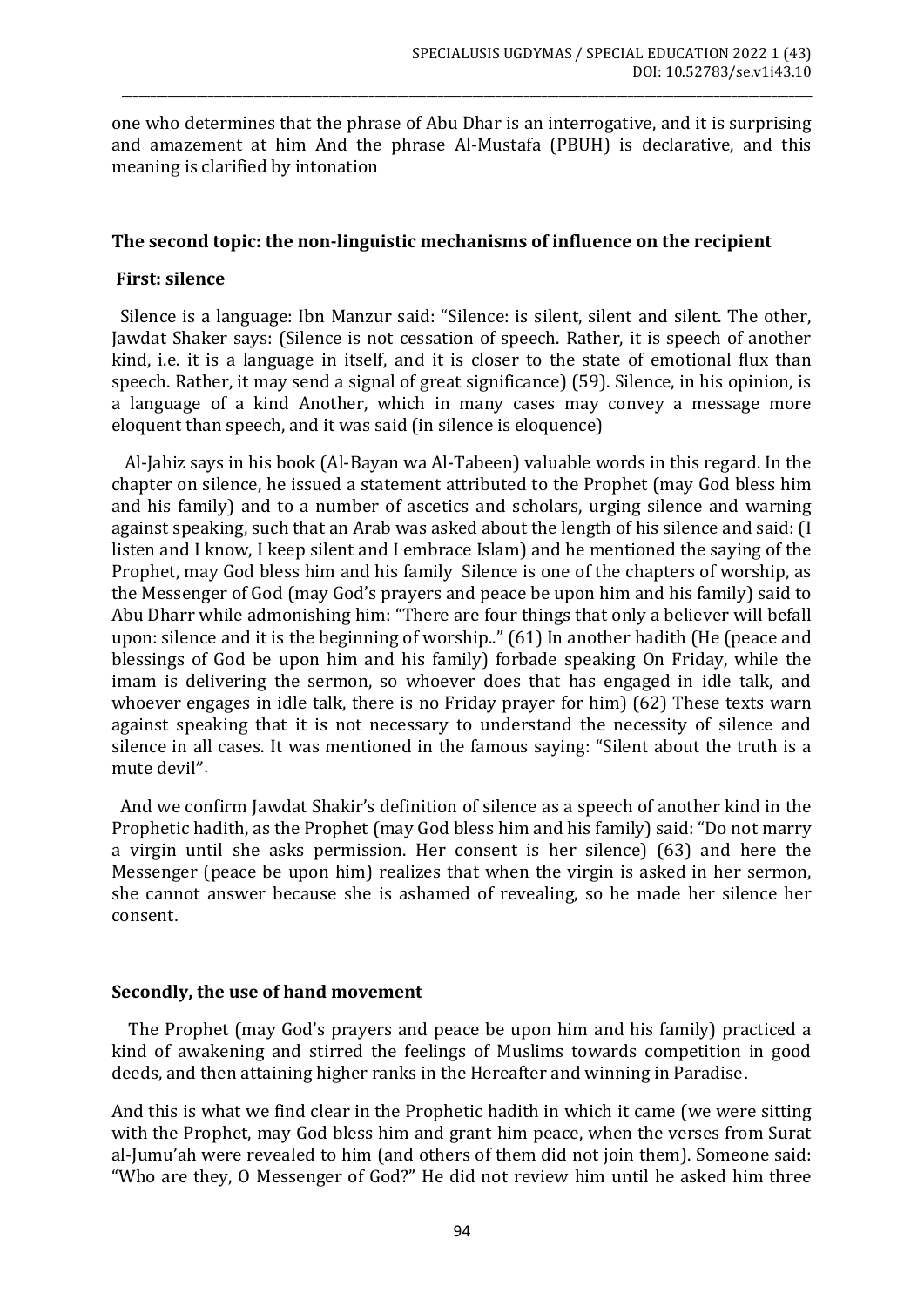one who determines that the phrase of Abu Dhar is an interrogative, and it is surprising and amazement at him And the phrase Al-Mustafa (PBUH) is declarative, and this meaning is clarified by intonation

### The second topic: the non-linguistic mechanisms of influence on the recipient

#### First: silence

Silence is a language: Ibn Manzur said: "Silence: is silent, silent and silent. The other, Jawdat Shaker says: (Silence is not cessation of speech. Rather, it is speech of another kind, i.e. it is a language in itself, and it is closer to the state of emotional flux than speech. Rather, it may send a signal of great significance) (59). Silence, in his opinion, is a language of a kind Another, which in many cases may convey a message more eloquent than speech, and it was said (in silence is eloquence)

Al-Jahiz says in his book (Al-Bayan wa Al-Tabeen) valuable words in this regard. In the chapter on silence, he issued a statement attributed to the Prophet (may God bless him and his family) and to a number of ascetics and scholars, urging silence and warning against speaking, such that an Arab was asked about the length of his silence and said: (I listen and I know, I keep silent and I embrace Islam) and he mentioned the saying of the Prophet, may God bless him and his family Silence is one of the chapters of worship, as the Messenger of God (may God's prayers and peace be upon him and his family) said to Abu Dharr while admonishing him: "There are four things that only a believer will befall upon: silence and it is the beginning of worship.." (61) In another hadith (He (peace and blessings of God be upon him and his family) forbade speaking On Friday, while the imam is delivering the sermon, so whoever does that has engaged in idle talk, and whoever engages in idle talk, there is no Friday prayer for him) (62) These texts warn against speaking that it is not necessary to understand the necessity of silence and silence in all cases. It was mentioned in the famous saying: "Silent about the truth is a mute devil".

And we confirm Jawdat Shakir's definition of silence as a speech of another kind in the Prophetic hadith, as the Prophet (may God bless him and his family) said: "Do not marry a virgin until she asks permission. Her consent is her silence) (63) and here the Messenger (peace be upon him) realizes that when the virgin is asked in her sermon, she cannot answer because she is ashamed of revealing, so he made her silence her consent.

#### Secondly, the use of hand movement

The Prophet (may God's prayers and peace be upon him and his family) practiced a kind of awakening and stirred the feelings of Muslims towards competition in good deeds, and then attaining higher ranks in the Hereafter and winning in Paradise.

And this is what we find clear in the Prophetic hadith in which it came (we were sitting with the Prophet, may God bless him and grant him peace, when the verses from Surat al-Jumu'ah were revealed to him (and others of them did not join them). Someone said: "Who are they, O Messenger of God?" He did not review him until he asked him three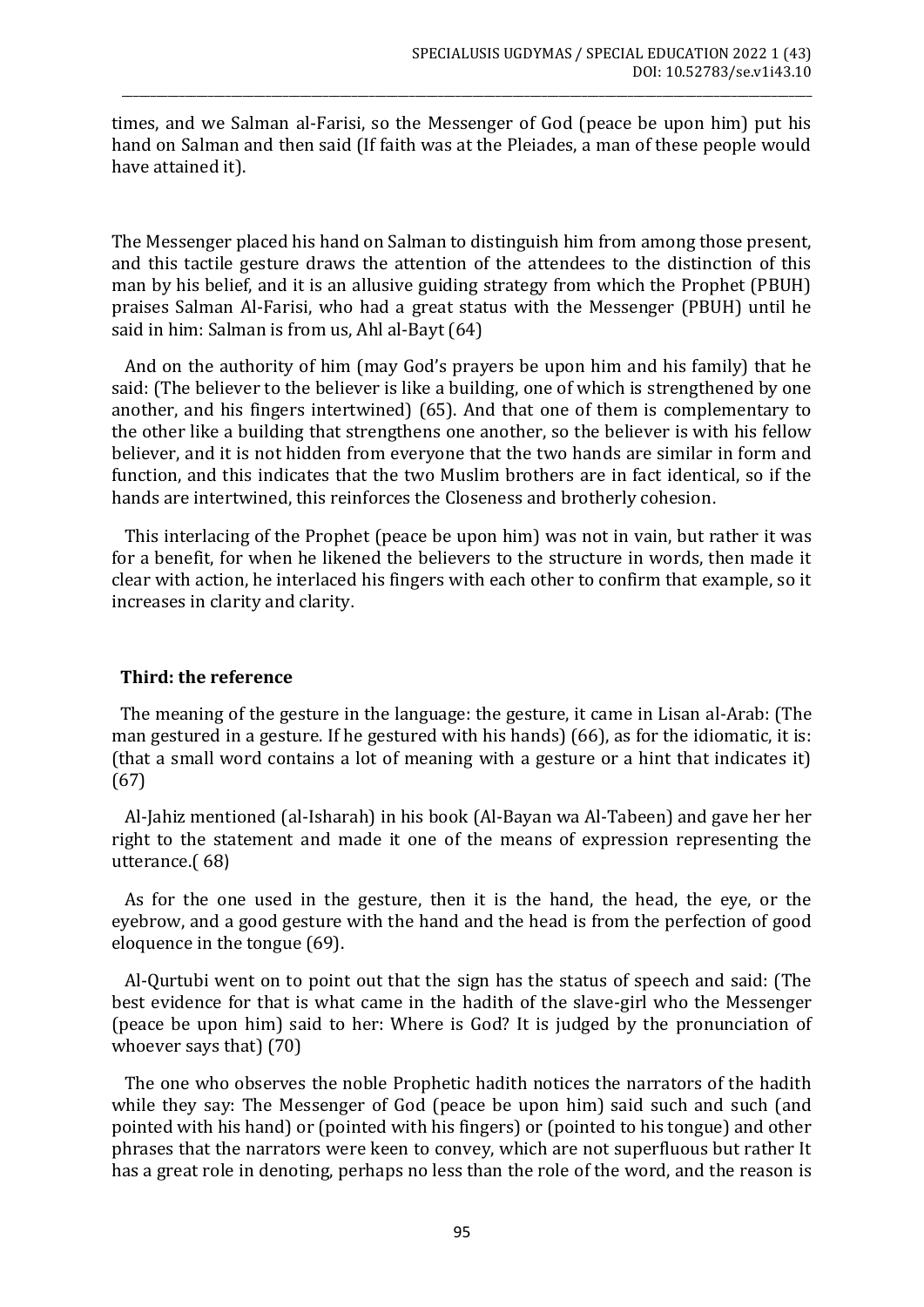times, and we Salman al-Farisi, so the Messenger of God (peace be upon him) put his hand on Salman and then said (If faith was at the Pleiades, a man of these people would have attained it).

The Messenger placed his hand on Salman to distinguish him from among those present, and this tactile gesture draws the attention of the attendees to the distinction of this man by his belief, and it is an allusive guiding strategy from which the Prophet (PBUH) praises Salman Al-Farisi, who had a great status with the Messenger (PBUH) until he said in him: Salman is from us, Ahl al-Bayt (64)

And on the authority of him (may God's prayers be upon him and his family) that he said: (The believer to the believer is like a building, one of which is strengthened by one another, and his fingers intertwined) (65). And that one of them is complementary to the other like a building that strengthens one another, so the believer is with his fellow believer, and it is not hidden from everyone that the two hands are similar in form and function, and this indicates that the two Muslim brothers are in fact identical, so if the hands are intertwined, this reinforces the Closeness and brotherly cohesion.

This interlacing of the Prophet (peace be upon him) was not in vain, but rather it was for a benefit, for when he likened the believers to the structure in words, then made it clear with action, he interlaced his fingers with each other to confirm that example, so it increases in clarity and clarity.

### Third: the reference

The meaning of the gesture in the language: the gesture, it came in Lisan al-Arab: (The man gestured in a gesture. If he gestured with his hands) (66), as for the idiomatic, it is: (that a small word contains a lot of meaning with a gesture or a hint that indicates it) (67)

Al-Jahiz mentioned (al-Isharah) in his book (Al-Bayan wa Al-Tabeen) and gave her her right to the statement and made it one of the means of expression representing the utterance.( 68)

As for the one used in the gesture, then it is the hand, the head, the eye, or the eyebrow, and a good gesture with the hand and the head is from the perfection of good eloquence in the tongue (69).

Al-Qurtubi went on to point out that the sign has the status of speech and said: (The best evidence for that is what came in the hadith of the slave-girl who the Messenger (peace be upon him) said to her: Where is God? It is judged by the pronunciation of whoever says that) (70)

The one who observes the noble Prophetic hadith notices the narrators of the hadith while they say: The Messenger of God (peace be upon him) said such and such (and pointed with his hand) or (pointed with his fingers) or (pointed to his tongue) and other phrases that the narrators were keen to convey, which are not superfluous but rather It has a great role in denoting, perhaps no less than the role of the word, and the reason is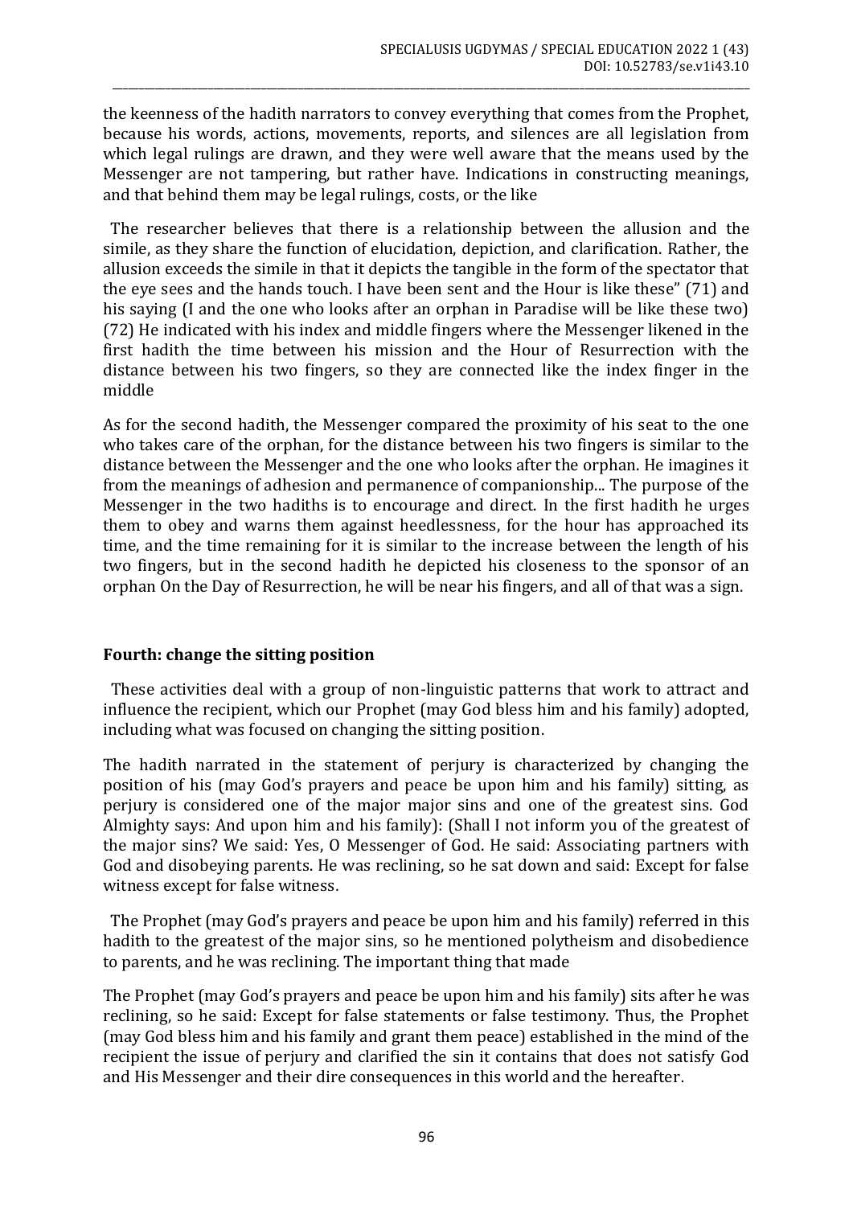the keenness of the hadith narrators to convey everything that comes from the Prophet, because his words, actions, movements, reports, and silences are all legislation from which legal rulings are drawn, and they were well aware that the means used by the Messenger are not tampering, but rather have. Indications in constructing meanings, and that behind them may be legal rulings, costs, or the like

The researcher believes that there is a relationship between the allusion and the simile, as they share the function of elucidation, depiction, and clarification. Rather, the allusion exceeds the simile in that it depicts the tangible in the form of the spectator that the eye sees and the hands touch. I have been sent and the Hour is like these" (71) and his saying (I and the one who looks after an orphan in Paradise will be like these two) (72) He indicated with his index and middle fingers where the Messenger likened in the first hadith the time between his mission and the Hour of Resurrection with the distance between his two fingers, so they are connected like the index finger in the middle

As for the second hadith, the Messenger compared the proximity of his seat to the one who takes care of the orphan, for the distance between his two fingers is similar to the distance between the Messenger and the one who looks after the orphan. He imagines it from the meanings of adhesion and permanence of companionship... The purpose of the Messenger in the two hadiths is to encourage and direct. In the first hadith he urges them to obey and warns them against heedlessness, for the hour has approached its time, and the time remaining for it is similar to the increase between the length of his two fingers, but in the second hadith he depicted his closeness to the sponsor of an orphan On the Day of Resurrection, he will be near his fingers, and all of that was a sign.

**Fourth: change the sitting position**

These activities deal with a group of non-linguistic patterns that work to attract and influence the recipient, which our Prophet (may God bless him and his family) adopted, including what was focused on changing the sitting position.

The hadith narrated in the statement of perjury is characterized by changing the position of his (may God's prayers and peace be upon him and his family) sitting, as perjury is considered one of the major major sins and one of the greatest sins. God Almighty says: And upon him and his family): (Shall I not inform you of the greatest of the major sins? We said: Yes, O Messenger of God. He said: Associating partners with God and disobeying parents. He was reclining, so he sat down and said: Except for false witness except for false witness.

The Prophet (may God's prayers and peace be upon him and his family) referred in this hadith to the greatest of the major sins, so he mentioned polytheism and disobedience to parents, and he was reclining. The important thing that made

The Prophet (may God's prayers and peace be upon him and his family) sits after he was reclining, so he said: Except for false statements or false testimony. Thus, the Prophet (may God bless him and his family and grant them peace) established in the mind of the recipient the issue of perjury and clarified the sin it contains that does not satisfy God and His Messenger and their dire consequences in this world and the hereafter.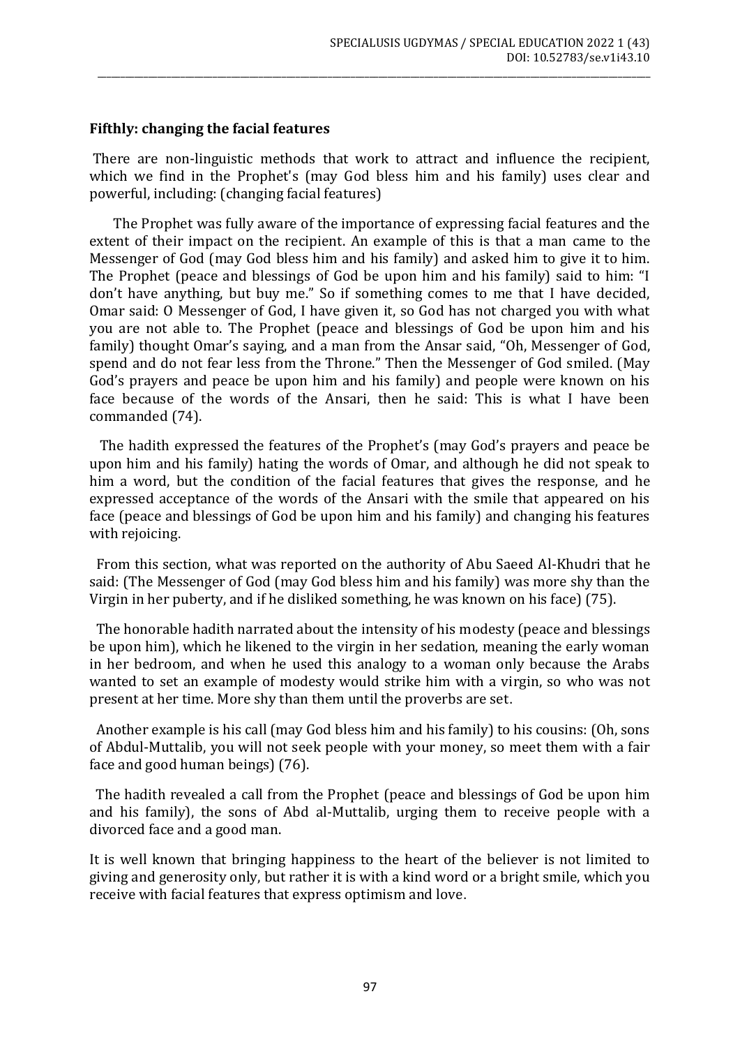**Fifthly: changing the facial features**

There are non-linguistic methods that work to attract and influence the recipient, which we find in the Prophet's (may God bless him and his family) uses clear and powerful, including: (changing facial features)

The Prophet was fully aware of the importance of expressing facial features and the extent of their impact on the recipient. An example of this is that a man came to the Messenger of God (may God bless him and his family) and asked him to give it to him. The Prophet (peace and blessings of God be upon him and his family) said to him: "I don't have anything, but buy me." So if something comes to me that I have decided, Omar said: O Messenger of God, I have given it, so God has not charged you with what you are not able to. The Prophet (peace and blessings of God be upon him and his family) thought Omar's saying, and a man from the Ansar said, "Oh, Messenger of God, spend and do not fear less from the Throne." Then the Messenger of God smiled. (May God's prayers and peace be upon him and his family) and people were known on his face because of the words of the Ansari, then he said: This is what I have been commanded (74).

The hadith expressed the features of the Prophet's (may God's prayers and peace be upon him and his family) hating the words of Omar, and although he did not speak to him a word, but the condition of the facial features that gives the response, and he expressed acceptance of the words of the Ansari with the smile that appeared on his face (peace and blessings of God be upon him and his family) and changing his features with rejoicing.

From this section, what was reported on the authority of Abu Saeed Al-Khudri that he said: (The Messenger of God (may God bless him and his family) was more shy than the Virgin in her puberty, and if he disliked something, he was known on his face) (75).

The honorable hadith narrated about the intensity of his modesty (peace and blessings be upon him), which he likened to the virgin in her sedation, meaning the early woman in her bedroom, and when he used this analogy to a woman only because the Arabs wanted to set an example of modesty would strike him with a virgin, so who was not present at her time. More shy than them until the proverbs are set.

Another example is his call (may God bless him and his family) to his cousins: (Oh, sons of Abdul-Muttalib, you will not seek people with your money, so meet them with a fair face and good human beings) (76).

The hadith revealed a call from the Prophet (peace and blessings of God be upon him and his family), the sons of Abd al-Muttalib, urging them to receive people with a divorced face and a good man.

It is well known that bringing happiness to the heart of the believer is not limited to giving and generosity only, but rather it is with a kind word or a bright smile, which you receive with facial features that express optimism and love.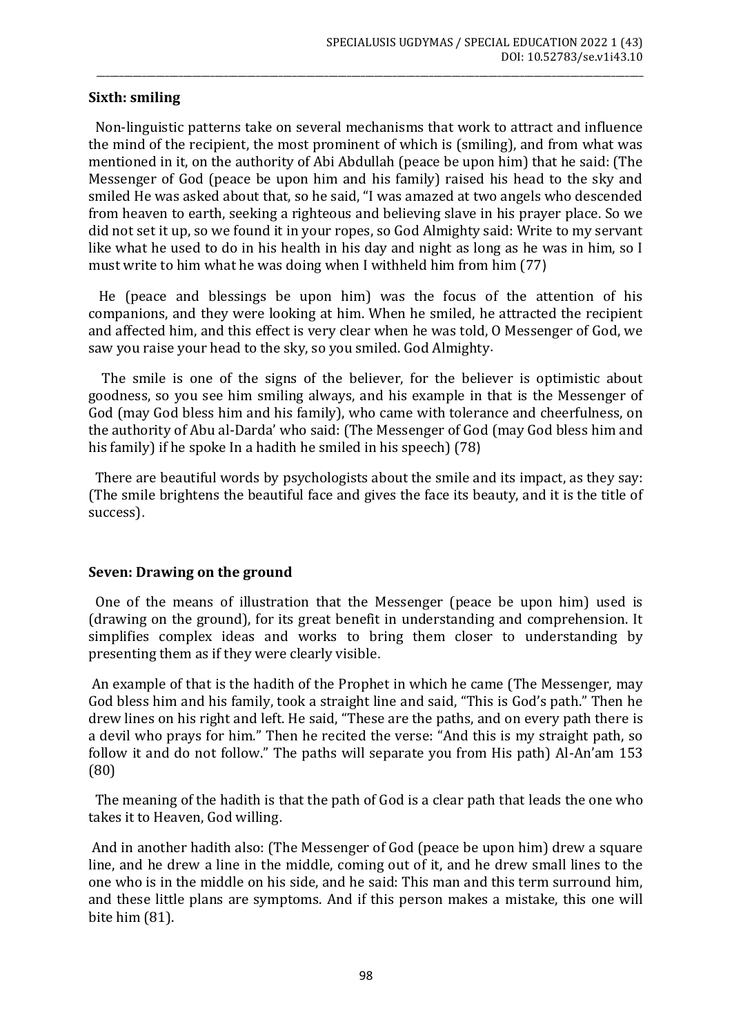**Sixth: smiling**

Non-linguistic patterns take on several mechanisms that work to attract and influence the mind of the recipient, the most prominent of which is (smiling), and from what was mentioned in it, on the authority of Abi Abdullah (peace be upon him) that he said: (The Messenger of God (peace be upon him and his family) raised his head to the sky and smiled He was asked about that, so he said, "I was amazed at two angels who descended from heaven to earth, seeking a righteous and believing slave in his prayer place. So we did not set it up, so we found it in your ropes, so God Almighty said: Write to my servant like what he used to do in his health in his day and night as long as he was in him, so I must write to him what he was doing when I withheld him from him (77)

He (peace and blessings be upon him) was the focus of the attention of his companions, and they were looking at him. When he smiled, he attracted the recipient and affected him, and this effect is very clear when he was told, O Messenger of God, we saw you raise your head to the sky, so you smiled. God Almighty.

The smile is one of the signs of the believer, for the believer is optimistic about goodness, so you see him smiling always, and his example in that is the Messenger of God (may God bless him and his family), who came with tolerance and cheerfulness, on the authority of Abu al-Darda' who said: (The Messenger of God (may God bless him and his family) if he spoke In a hadith he smiled in his speech) (78)

There are beautiful words by psychologists about the smile and its impact, as they say: (The smile brightens the beautiful face and gives the face its beauty, and it is the title of success).

**Seven: Drawing on the ground**

One of the means of illustration that the Messenger (peace be upon him) used is (drawing on the ground), for its great benefit in understanding and comprehension. It simplifies complex ideas and works to bring them closer to understanding by presenting them as if they were clearly visible.

An example of that is the hadith of the Prophet in which he came (The Messenger, may God bless him and his family, took a straight line and said, "This is God's path." Then he drew lines on his right and left. He said, "These are the paths, and on every path there is a devil who prays for him." Then he recited the verse: "And this is my straight path, so follow it and do not follow." The paths will separate you from His path) Al-An'am 153 (80)

The meaning of the hadith is that the path of God is a clear path that leads the one who takes it to Heaven, God willing.

And in another hadith also: (The Messenger of God (peace be upon him) drew a square line, and he drew a line in the middle, coming out of it, and he drew small lines to the one who is in the middle on his side, and he said: This man and this term surround him, and these little plans are symptoms. And if this person makes a mistake, this one will bite him (81).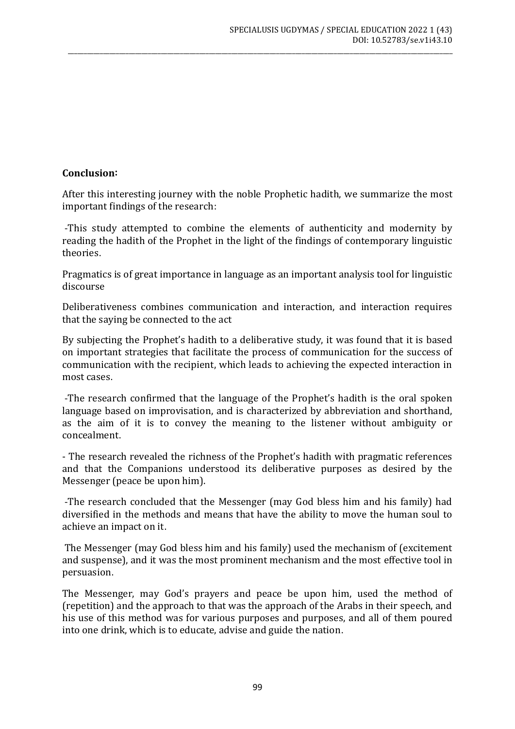**Conclusion:**

After this interesting journey with the noble Prophetic hadith, we summarize the most important findings of the research:

-This study attempted to combine the elements of authenticity and modernity by reading the hadith of the Prophet in the light of the findings of contemporary linguistic theories.

Pragmatics is of great importance in language as an important analysis tool for linguistic discourse

Deliberativeness combines communication and interaction, and interaction requires that the saying be connected to the act

By subjecting the Prophet's hadith to a deliberative study, it was found that it is based on important strategies that facilitate the process of communication for the success of communication with the recipient, which leads to achieving the expected interaction in most cases.

-The research confirmed that the language of the Prophet's hadith is the oral spoken language based on improvisation, and is characterized by abbreviation and shorthand, as the aim of it is to convey the meaning to the listener without ambiguity or concealment.

- The research revealed the richness of the Prophet's hadith with pragmatic references and that the Companions understood its deliberative purposes as desired by the Messenger (peace be upon him).

-The research concluded that the Messenger (may God bless him and his family) had diversified in the methods and means that have the ability to move the human soul to achieve an impact on it.

The Messenger (may God bless him and his family) used the mechanism of (excitement and suspense), and it was the most prominent mechanism and the most effective tool in persuasion.

The Messenger, may God's prayers and peace be upon him, used the method of (repetition) and the approach to that was the approach of the Arabs in their speech, and his use of this method was for various purposes and purposes, and all of them poured into one drink, which is to educate, advise and guide the nation.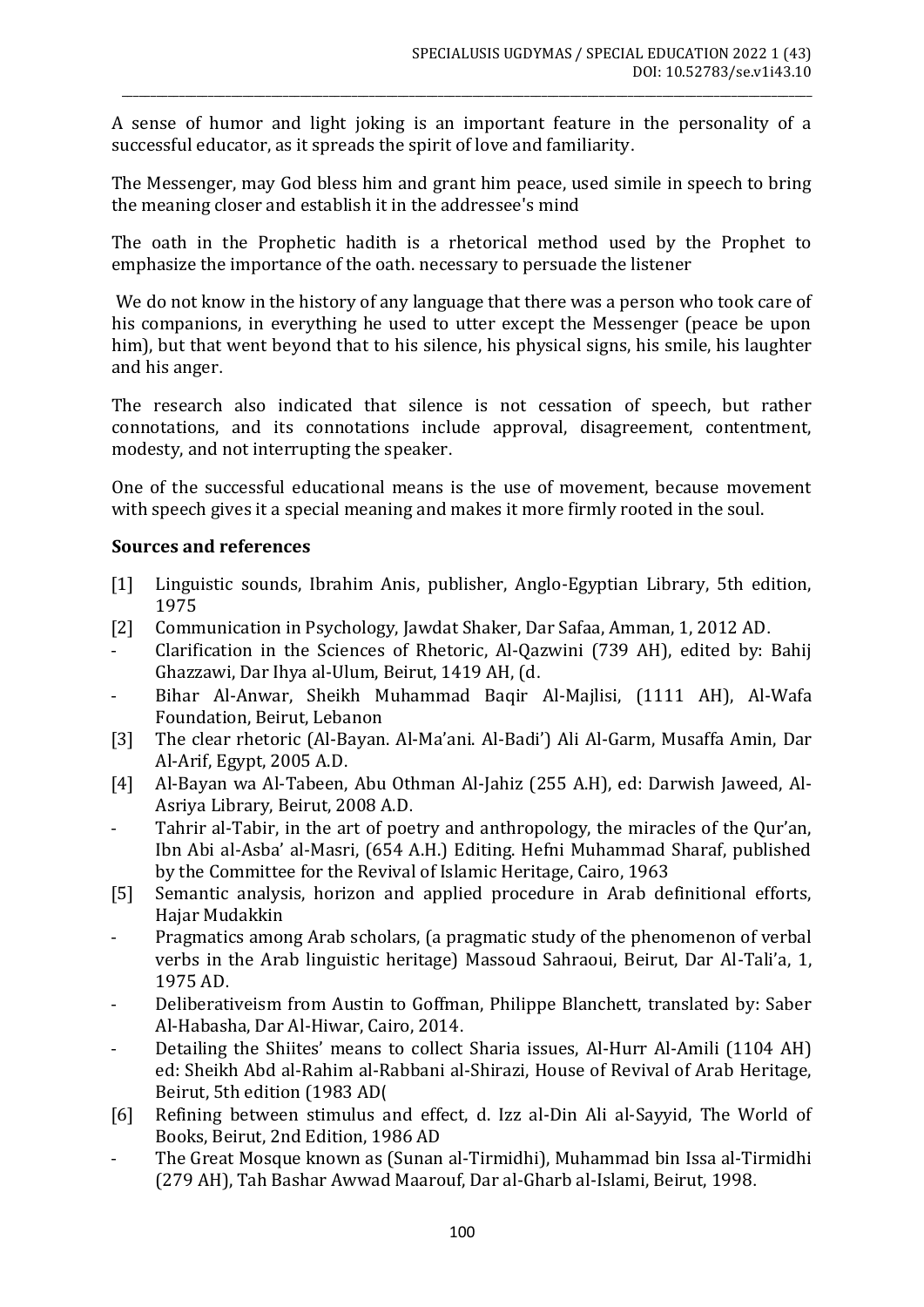A sense of humor and light joking is an important feature in the personality of a successful educator, as it spreads the spirit of love and familiarity.

The Messenger, may God bless him and grant him peace, used simile in speech to bring the meaning closer and establish it in the addressee's mind

The oath in the Prophetic hadith is a rhetorical method used by the Prophet to emphasize the importance of the oath. necessary to persuade the listener

We do not know in the history of any language that there was a person who took care of his companions, in everything he used to utter except the Messenger (peace be upon him), but that went beyond that to his silence, his physical signs, his smile, his laughter and his anger.

The research also indicated that silence is not cessation of speech, but rather connotations, and its connotations include approval, disagreement, contentment, modesty, and not interrupting the speaker.

One of the successful educational means is the use of movement, because movement with speech gives it a special meaning and makes it more firmly rooted in the soul.

## Sources and references

[1] Linguistic sounds, Ibrahim Anis, publisher, Anglo-Egyptian Library, 5th edition, 1975

[2] Communication in Psychology, Jawdat Shaker, Dar Safaa, Amman, 1, 2012 AD.

- Clarification in the Sciences of Rhetoric, Al-Qazwini (739 AH), edited by: Bahij Ghazzawi, Dar Ihya al-Ulum, Beirut, 1419 AH, (d.
- Bihar Al-Anwar, Sheikh Muhammad Baqir Al-Majlisi, (1111 AH), Al-Wafa Foundation, Beirut, Lebanon

[3] The clear rhetoric (Al-Bayan. Al-Ma'ani. Al-Badi') Ali Al-Garm, Musaffa Amin, Dar Al-Arif, Egypt, 2005 A.D.

[4] Al-Bayan wa Al-Tabeen, Abu Othman Al-Jahiz (255 A.H), ed: Darwish Jaweed, Al-Asriya Library, Beirut, 2008 A.D.

- Tahrir al-Tabir, in the art of poetry and anthropology, the miracles of the Qur'an, Ibn Abi al-Asba' al-Masri, (654 A.H.) Editing. Hefni Muhammad Sharaf, published by the Committee for the Revival of Islamic Heritage, Cairo, 1963

[5] Semantic analysis, horizon and applied procedure in Arab definitional efforts, Hajar Mudakkin

- Pragmatics among Arab scholars, (a pragmatic study of the phenomenon of verbal verbs in the Arab linguistic heritage) Massoud Sahraoui, Beirut, Dar Al-Tali'a, 1, 1975 AD.
- Deliberativeism from Austin to Goffman, Philippe Blanchett, translated by: Saber Al-Habasha, Dar Al-Hiwar, Cairo, 2014.
- Detailing the Shiites' means to collect Sharia issues, Al-Hurr Al-Amili (1104 AH) ed: Sheikh Abd al-Rahim al-Rabbani al-Shirazi, House of Revival of Arab Heritage, Beirut, 5th edition (1983 AD(

[6] Refining between stimulus and effect, d. Izz al-Din Ali al-Sayyid, The World of Books, Beirut, 2nd Edition, 1986 AD

- The Great Mosque known as (Sunan al-Tirmidhi), Muhammad bin Issa al-Tirmidhi (279 AH), Tah Bashar Awwad Maarouf, Dar al-Gharb al-Islami, Beirut, 1998.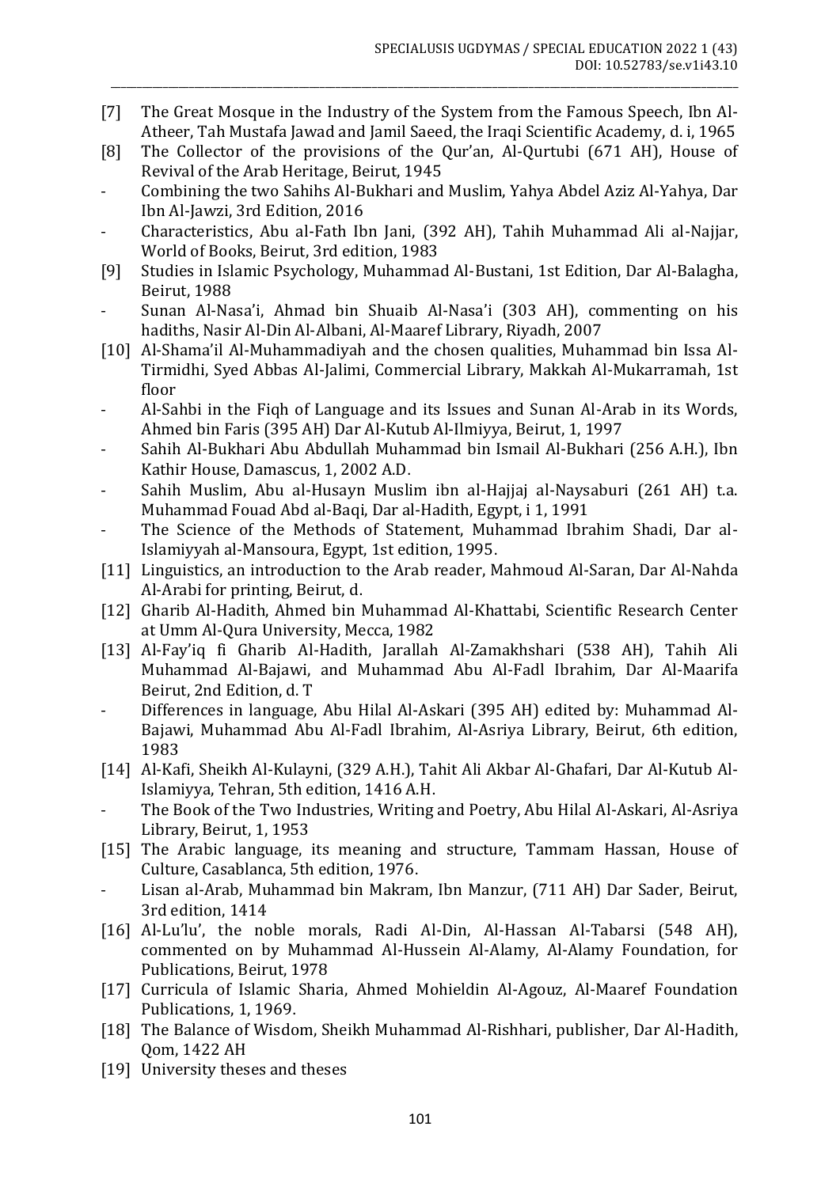[7] The Great Mosque in the Industry of the System from the Famous Speech, Ibn Al-Atheer, Tah Mustafa Jawad and Jamil Saeed, the Iraqi Scientific Academy, d. i, 1965

[8] The Collector of the provisions of the Qur'an, Al-Qurtubi (671 AH), House of Revival of the Arab Heritage, Beirut, 1945

- Combining the two Sahihs Al-Bukhari and Muslim, Yahya Abdel Aziz Al-Yahya, Dar Ibn Al-Jawzi, 3rd Edition, 2016
- Characteristics, Abu al-Fath Ibn Jani, (392 AH), Tahih Muhammad Ali al-Najjar, World of Books, Beirut, 3rd edition, 1983

[9] Studies in Islamic Psychology, Muhammad Al-Bustani, 1st Edition, Dar Al-Balagha, Beirut, 1988

- Sunan Al-Nasa'i, Ahmad bin Shuaib Al-Nasa'i (303 AH), commenting on his hadiths, Nasir Al-Din Al-Albani, Al-Maaref Library, Riyadh, 2007

[10] Al-Shama'il Al-Muhammadiyah and the chosen qualities, Muhammad bin Issa Al-Tirmidhi, Syed Abbas Al-Jalimi, Commercial Library, Makkah Al-Mukarramah, 1st floor

- Al-Sahbi in the Fiqh of Language and its Issues and Sunan Al-Arab in its Words, Ahmed bin Faris (395 AH) Dar Al-Kutub Al-Ilmiyya, Beirut, 1, 1997
- Sahih Al-Bukhari Abu Abdullah Muhammad bin Ismail Al-Bukhari (256 A.H.), Ibn Kathir House, Damascus, 1, 2002 A.D.
- Sahih Muslim, Abu al-Husayn Muslim ibn al-Hajjaj al-Naysaburi (261 AH) t.a. Muhammad Fouad Abd al-Baqi, Dar al-Hadith, Egypt, i 1, 1991
- The Science of the Methods of Statement, Muhammad Ibrahim Shadi, Dar al-Islamiyyah al-Mansoura, Egypt, 1st edition, 1995.

[11] Linguistics, an introduction to the Arab reader, Mahmoud Al-Saran, Dar Al-Nahda Al-Arabi for printing, Beirut, d.

[12] Gharib Al-Hadith, Ahmed bin Muhammad Al-Khattabi, Scientific Research Center at Umm Al-Qura University, Mecca, 1982

[13] Al-Fay'iq fi Gharib Al-Hadith, Jarallah Al-Zamakhshari (538 AH), Tahih Ali Muhammad Al-Bajawi, and Muhammad Abu Al-Fadl Ibrahim, Dar Al-Maarifa Beirut, 2nd Edition, d. T

- Differences in language, Abu Hilal Al-Askari (395 AH) edited by: Muhammad Al-Bajawi, Muhammad Abu Al-Fadl Ibrahim, Al-Asriya Library, Beirut, 6th edition, 1983

[14] Al-Kafi, Sheikh Al-Kulayni, (329 A.H.), Tahit Ali Akbar Al-Ghafari, Dar Al-Kutub Al-Islamiyya, Tehran, 5th edition, 1416 A.H.

- The Book of the Two Industries, Writing and Poetry, Abu Hilal Al-Askari, Al-Asriya Library, Beirut, 1, 1953

[15] The Arabic language, its meaning and structure, Tammam Hassan, House of Culture, Casablanca, 5th edition, 1976.

- Lisan al-Arab, Muhammad bin Makram, Ibn Manzur, (711 AH) Dar Sader, Beirut, 3rd edition, 1414

[16] Al-Lu'lu', the noble morals, Radi Al-Din, Al-Hassan Al-Tabarsi (548 AH), commented on by Muhammad Al-Hussein Al-Alamy, Al-Alamy Foundation, for Publications, Beirut, 1978

[17] Curricula of Islamic Sharia, Ahmed Mohieldin Al-Agouz, Al-Maaref Foundation Publications, 1, 1969.

[18] The Balance of Wisdom, Sheikh Muhammad Al-Rishhari, publisher, Dar Al-Hadith, Qom, 1422 AH

[19] University theses and theses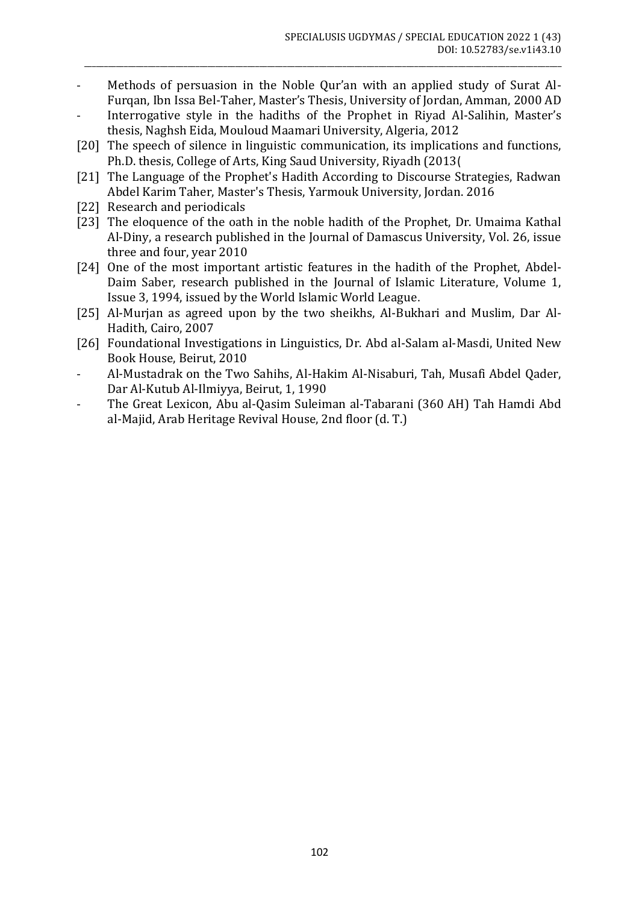- Methods of persuasion in the Noble Qur'an with an applied study of Surat Al-Furqan, Ibn Issa Bel-Taher, Master's Thesis, University of Jordan, Amman, 2000 AD
- Interrogative style in the hadiths of the Prophet in Riyad Al-Salihin, Master's thesis, Naghsh Eida, Mouloud Maamari University, Algeria, 2012

[20] The speech of silence in linguistic communication, its implications and functions, Ph.D. thesis, College of Arts, King Saud University, Riyadh (2013(

[21] The Language of the Prophet's Hadith According to Discourse Strategies, Radwan Abdel Karim Taher, Master's Thesis, Yarmouk University, Jordan. 2016

[22] Research and periodicals

[23] The eloquence of the oath in the noble hadith of the Prophet, Dr. Umaima Kathal Al-Diny, a research published in the Journal of Damascus University, Vol. 26, issue three and four, year 2010

[24] One of the most important artistic features in the hadith of the Prophet, Abdel-Daim Saber, research published in the Journal of Islamic Literature, Volume 1, Issue 3, 1994, issued by the World Islamic World League.

[25] Al-Murjan as agreed upon by the two sheikhs, Al-Bukhari and Muslim, Dar Al-Hadith, Cairo, 2007

[26] Foundational Investigations in Linguistics, Dr. Abd al-Salam al-Masdi, United New Book House, Beirut, 2010

- Al-Mustadrak on the Two Sahihs, Al-Hakim Al-Nisaburi, Tah, Musafi Abdel Qader, Dar Al-Kutub Al-Ilmiyya, Beirut, 1, 1990
- The Great Lexicon, Abu al-Qasim Suleiman al-Tabarani (360 AH) Tah Hamdi Abd al-Majid, Arab Heritage Revival House, 2nd floor (d. T.)